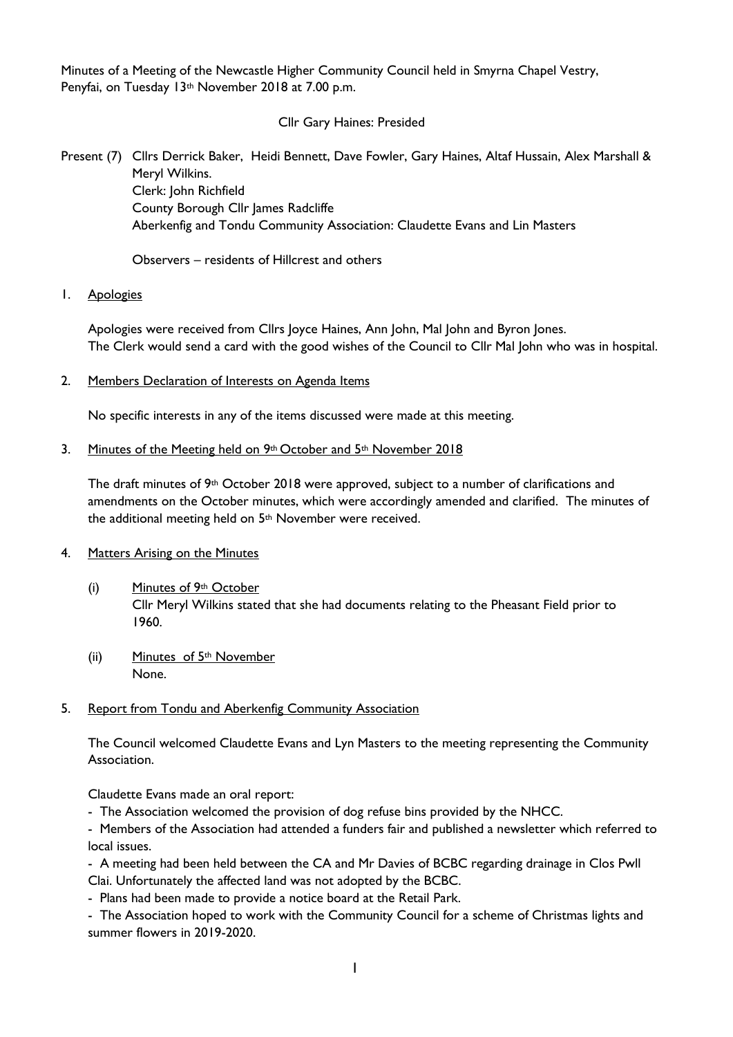Minutes of a Meeting of the Newcastle Higher Community Council held in Smyrna Chapel Vestry, Penyfai, on Tuesday 13th November 2018 at 7.00 p.m.

Cllr Gary Haines: Presided

Present (7) Cllrs Derrick Baker, Heidi Bennett, Dave Fowler, Gary Haines, Altaf Hussain, Alex Marshall & Meryl Wilkins.
Clerk: John Richfield
County Borough Cllr James Radcliffe
Aberkenfig and Tondu Community Association: Claudette Evans and Lin Masters

Observers – residents of Hillcrest and others

1. Apologies

Apologies were received from Cllrs Joyce Haines, Ann John, Mal John and Byron Jones. The Clerk would send a card with the good wishes of the Council to Cllr Mal John who was in hospital.

2. Members Declaration of Interests on Agenda Items

No specific interests in any of the items discussed were made at this meeting.

3. Minutes of the Meeting held on 9th October and 5th November 2018

The draft minutes of 9th October 2018 were approved, subject to a number of clarifications and amendments on the October minutes, which were accordingly amended and clarified. The minutes of the additional meeting held on 5th November were received.

4. Matters Arising on the Minutes

(i) Minutes of 9th October
Cllr Meryl Wilkins stated that she had documents relating to the Pheasant Field prior to 1960.

(ii) Minutes of 5th November
None.

5. Report from Tondu and Aberkenfig Community Association

The Council welcomed Claudette Evans and Lyn Masters to the meeting representing the Community Association.

Claudette Evans made an oral report:

- The Association welcomed the provision of dog refuse bins provided by the NHCC.
- Members of the Association had attended a funders fair and published a newsletter which referred to local issues.
- A meeting had been held between the CA and Mr Davies of BCBC regarding drainage in Clos Pwll Clai. Unfortunately the affected land was not adopted by the BCBC.
- Plans had been made to provide a notice board at the Retail Park.
- The Association hoped to work with the Community Council for a scheme of Christmas lights and summer flowers in 2019-2020.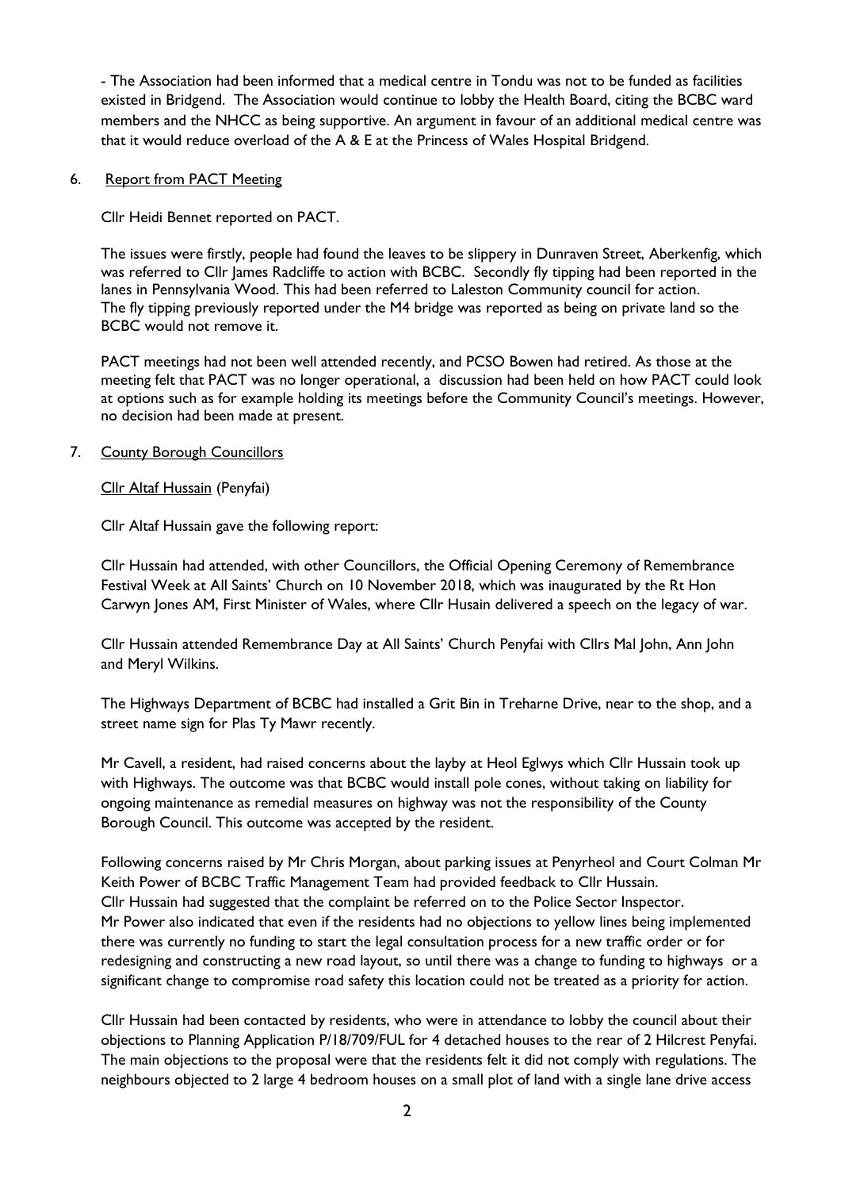- The Association had been informed that a medical centre in Tondu was not to be funded as facilities existed in Bridgend. The Association would continue to lobby the Health Board, citing the BCBC ward members and the NHCC as being supportive. An argument in favour of an additional medical centre was that it would reduce overload of the A & E at the Princess of Wales Hospital Bridgend.

6. Report from PACT Meeting

   Cllr Heidi Bennet reported on PACT.

   The issues were firstly, people had found the leaves to be slippery in Dunraven Street, Aberkenfig, which was referred to Cllr James Radcliffe to action with BCBC. Secondly fly tipping had been reported in the lanes in Pennsylvania Wood. This had been referred to Laleston Community council for action. The fly tipping previously reported under the M4 bridge was reported as being on private land so the BCBC would not remove it.

   PACT meetings had not been well attended recently, and PCSO Bowen had retired. As those at the meeting felt that PACT was no longer operational, a discussion had been held on how PACT could look at options such as for example holding its meetings before the Community Council's meetings. However, no decision had been made at present.

7. County Borough Councillors

   Cllr Altaf Hussain (Penyfai)

   Cllr Altaf Hussain gave the following report:

   Cllr Hussain had attended, with other Councillors, the Official Opening Ceremony of Remembrance Festival Week at All Saints' Church on 10 November 2018, which was inaugurated by the Rt Hon Carwyn Jones AM, First Minister of Wales, where Cllr Husain delivered a speech on the legacy of war.

   Cllr Hussain attended Remembrance Day at All Saints' Church Penyfai with Cllrs Mal John, Ann John and Meryl Wilkins.

   The Highways Department of BCBC had installed a Grit Bin in Treharne Drive, near to the shop, and a street name sign for Plas Ty Mawr recently.

   Mr Cavell, a resident, had raised concerns about the layby at Heol Eglwys which Cllr Hussain took up with Highways. The outcome was that BCBC would install pole cones, without taking on liability for ongoing maintenance as remedial measures on highway was not the responsibility of the County Borough Council. This outcome was accepted by the resident.

   Following concerns raised by Mr Chris Morgan, about parking issues at Penyrheol and Court Colman Mr Keith Power of BCBC Traffic Management Team had provided feedback to Cllr Hussain. Cllr Hussain had suggested that the complaint be referred on to the Police Sector Inspector. Mr Power also indicated that even if the residents had no objections to yellow lines being implemented there was currently no funding to start the legal consultation process for a new traffic order or for redesigning and constructing a new road layout, so until there was a change to funding to highways or a significant change to compromise road safety this location could not be treated as a priority for action.

   Cllr Hussain had been contacted by residents, who were in attendance to lobby the council about their objections to Planning Application P/18/709/FUL for 4 detached houses to the rear of 2 Hilcrest Penyfai. The main objections to the proposal were that the residents felt it did not comply with regulations. The neighbours objected to 2 large 4 bedroom houses on a small plot of land with a single lane drive access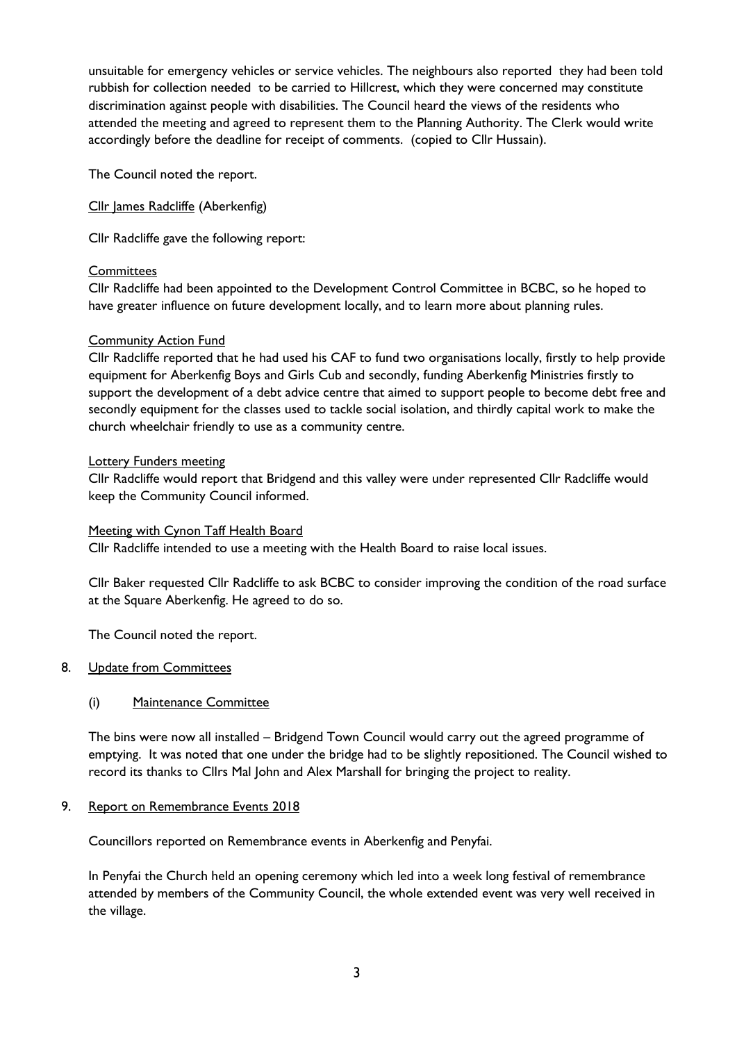unsuitable for emergency vehicles or service vehicles. The neighbours also reported they had been told rubbish for collection needed to be carried to Hillcrest, which they were concerned may constitute discrimination against people with disabilities. The Council heard the views of the residents who attended the meeting and agreed to represent them to the Planning Authority. The Clerk would write accordingly before the deadline for receipt of comments. (copied to Cllr Hussain).

The Council noted the report.

<u>Cllr James Radcliffe</u> (Aberkenfig)

Cllr Radcliffe gave the following report:

<u>Committees</u>

Cllr Radcliffe had been appointed to the Development Control Committee in BCBC, so he hoped to have greater influence on future development locally, and to learn more about planning rules.

<u>Community Action Fund</u>

Cllr Radcliffe reported that he had used his CAF to fund two organisations locally, firstly to help provide equipment for Aberkenfig Boys and Girls Cub and secondly, funding Aberkenfig Ministries firstly to support the development of a debt advice centre that aimed to support people to become debt free and secondly equipment for the classes used to tackle social isolation, and thirdly capital work to make the church wheelchair friendly to use as a community centre.

<u>Lottery Funders meeting</u>

Cllr Radcliffe would report that Bridgend and this valley were under represented Cllr Radcliffe would keep the Community Council informed.

<u>Meeting with Cynon Taff Health Board</u>

Cllr Radcliffe intended to use a meeting with the Health Board to raise local issues.

Cllr Baker requested Cllr Radcliffe to ask BCBC to consider improving the condition of the road surface at the Square Aberkenfig. He agreed to do so.

The Council noted the report.

8. <u>Update from Committees</u>

   (i) <u>Maintenance Committee</u>

   The bins were now all installed – Bridgend Town Council would carry out the agreed programme of emptying. It was noted that one under the bridge had to be slightly repositioned. The Council wished to record its thanks to Cllrs Mal John and Alex Marshall for bringing the project to reality.

9. <u>Report on Remembrance Events 2018</u>

   Councillors reported on Remembrance events in Aberkenfig and Penyfai.

   In Penyfai the Church held an opening ceremony which led into a week long festival of remembrance attended by members of the Community Council, the whole extended event was very well received in the village.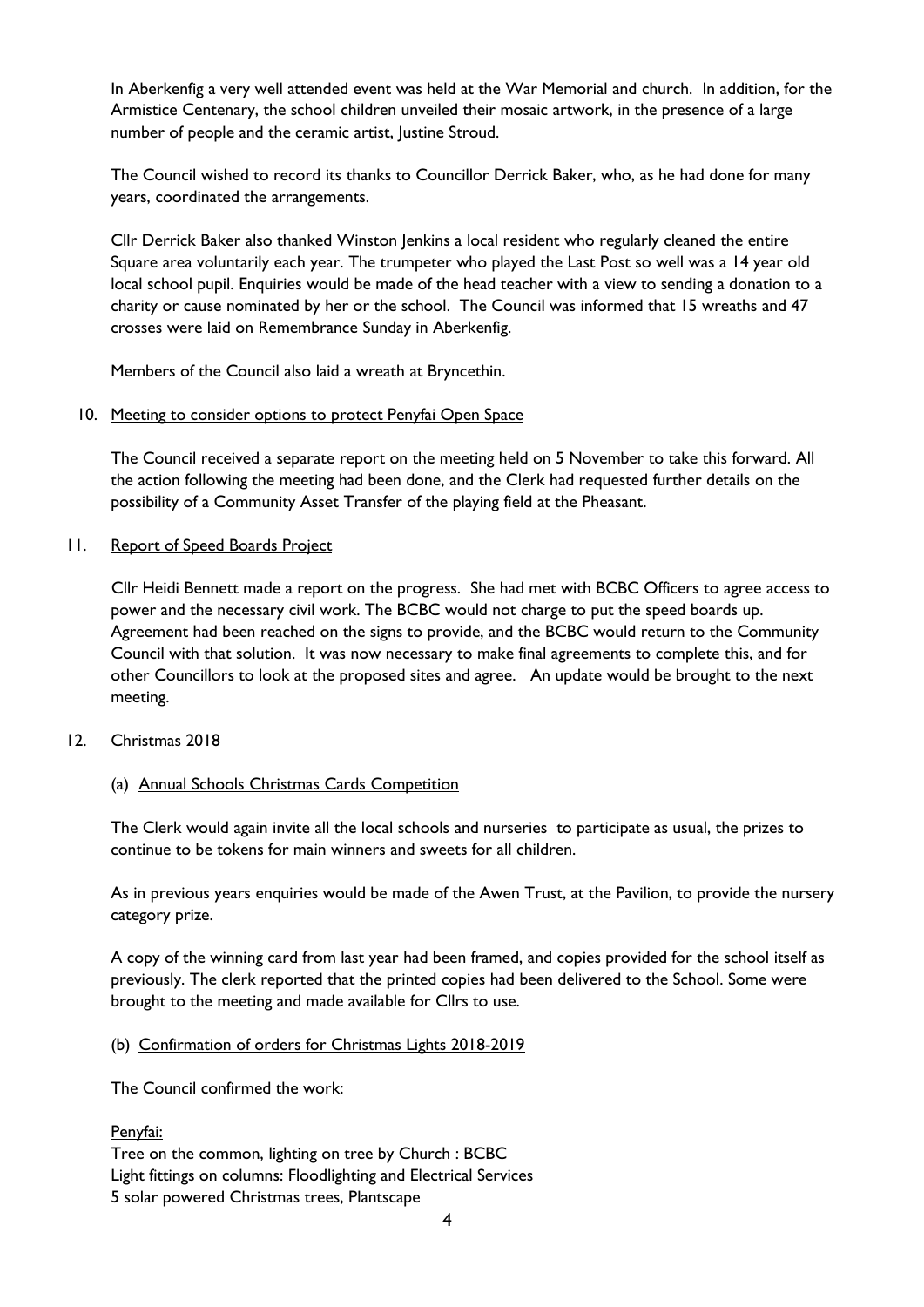In Aberkenfig a very well attended event was held at the War Memorial and church. In addition, for the Armistice Centenary, the school children unveiled their mosaic artwork, in the presence of a large number of people and the ceramic artist, Justine Stroud.

The Council wished to record its thanks to Councillor Derrick Baker, who, as he had done for many years, coordinated the arrangements.

Cllr Derrick Baker also thanked Winston Jenkins a local resident who regularly cleaned the entire Square area voluntarily each year. The trumpeter who played the Last Post so well was a 14 year old local school pupil. Enquiries would be made of the head teacher with a view to sending a donation to a charity or cause nominated by her or the school. The Council was informed that 15 wreaths and 47 crosses were laid on Remembrance Sunday in Aberkenfig.

Members of the Council also laid a wreath at Bryncethin.

10. Meeting to consider options to protect Penyfai Open Space

The Council received a separate report on the meeting held on 5 November to take this forward. All the action following the meeting had been done, and the Clerk had requested further details on the possibility of a Community Asset Transfer of the playing field at the Pheasant.

11. Report of Speed Boards Project

Cllr Heidi Bennett made a report on the progress. She had met with BCBC Officers to agree access to power and the necessary civil work. The BCBC would not charge to put the speed boards up. Agreement had been reached on the signs to provide, and the BCBC would return to the Community Council with that solution. It was now necessary to make final agreements to complete this, and for other Councillors to look at the proposed sites and agree. An update would be brought to the next meeting.

12. Christmas 2018

(a) Annual Schools Christmas Cards Competition

The Clerk would again invite all the local schools and nurseries to participate as usual, the prizes to continue to be tokens for main winners and sweets for all children.

As in previous years enquiries would be made of the Awen Trust, at the Pavilion, to provide the nursery category prize.

A copy of the winning card from last year had been framed, and copies provided for the school itself as previously. The clerk reported that the printed copies had been delivered to the School. Some were brought to the meeting and made available for Cllrs to use.

(b) Confirmation of orders for Christmas Lights 2018-2019

The Council confirmed the work:

Penyfai:
Tree on the common, lighting on tree by Church : BCBC
Light fittings on columns: Floodlighting and Electrical Services
5 solar powered Christmas trees, Plantscape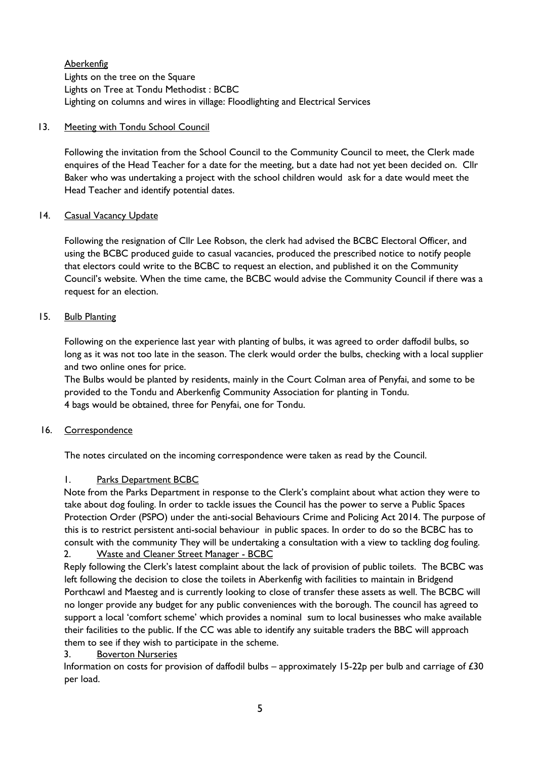Aberkenfig

Lights on the tree on the Square
Lights on Tree at Tondu Methodist : BCBC
Lighting on columns and wires in village: Floodlighting and Electrical Services

13. Meeting with Tondu School Council

Following the invitation from the School Council to the Community Council to meet, the Clerk made enquires of the Head Teacher for a date for the meeting, but a date had not yet been decided on. Cllr Baker who was undertaking a project with the school children would ask for a date would meet the Head Teacher and identify potential dates.

14. Casual Vacancy Update

Following the resignation of Cllr Lee Robson, the clerk had advised the BCBC Electoral Officer, and using the BCBC produced guide to casual vacancies, produced the prescribed notice to notify people that electors could write to the BCBC to request an election, and published it on the Community Council's website. When the time came, the BCBC would advise the Community Council if there was a request for an election.

15. Bulb Planting

Following on the experience last year with planting of bulbs, it was agreed to order daffodil bulbs, so long as it was not too late in the season. The clerk would order the bulbs, checking with a local supplier and two online ones for price.
The Bulbs would be planted by residents, mainly in the Court Colman area of Penyfai, and some to be provided to the Tondu and Aberkenfig Community Association for planting in Tondu.
4 bags would be obtained, three for Penyfai, one for Tondu.

16. Correspondence

The notes circulated on the incoming correspondence were taken as read by the Council.

1. Parks Department BCBC

Note from the Parks Department in response to the Clerk's complaint about what action they were to take about dog fouling. In order to tackle issues the Council has the power to serve a Public Spaces Protection Order (PSPO) under the anti-social Behaviours Crime and Policing Act 2014. The purpose of this is to restrict persistent anti-social behaviour in public spaces. In order to do so the BCBC has to consult with the community They will be undertaking a consultation with a view to tackling dog fouling.

2. Waste and Cleaner Street Manager - BCBC

Reply following the Clerk's latest complaint about the lack of provision of public toilets. The BCBC was left following the decision to close the toilets in Aberkenfig with facilities to maintain in Bridgend Porthcawl and Maesteg and is currently looking to close of transfer these assets as well. The BCBC will no longer provide any budget for any public conveniences with the borough. The council has agreed to support a local 'comfort scheme' which provides a nominal sum to local businesses who make available their facilities to the public. If the CC was able to identify any suitable traders the BBC will approach them to see if they wish to participate in the scheme.

3. Boverton Nurseries

Information on costs for provision of daffodil bulbs – approximately 15-22p per bulb and carriage of £30 per load.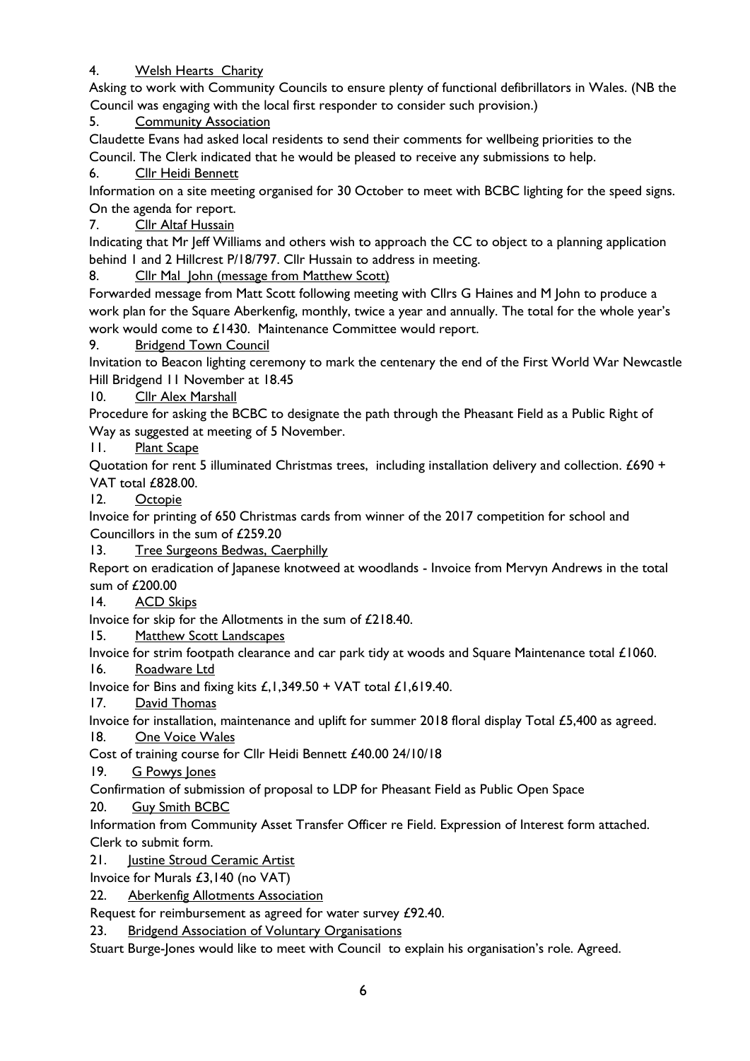4. Welsh Hearts Charity

Asking to work with Community Councils to ensure plenty of functional defibrillators in Wales. (NB the Council was engaging with the local first responder to consider such provision.)

5. Community Association

Claudette Evans had asked local residents to send their comments for wellbeing priorities to the Council. The Clerk indicated that he would be pleased to receive any submissions to help.

6. Cllr Heidi Bennett

Information on a site meeting organised for 30 October to meet with BCBC lighting for the speed signs. On the agenda for report.

7. Cllr Altaf Hussain

Indicating that Mr Jeff Williams and others wish to approach the CC to object to a planning application behind 1 and 2 Hillcrest P/18/797. Cllr Hussain to address in meeting.

8. Cllr Mal John (message from Matthew Scott)

Forwarded message from Matt Scott following meeting with Cllrs G Haines and M John to produce a work plan for the Square Aberkenfig, monthly, twice a year and annually. The total for the whole year's work would come to £1430. Maintenance Committee would report.

9. Bridgend Town Council

Invitation to Beacon lighting ceremony to mark the centenary the end of the First World War Newcastle Hill Bridgend 11 November at 18.45

10. Cllr Alex Marshall

Procedure for asking the BCBC to designate the path through the Pheasant Field as a Public Right of Way as suggested at meeting of 5 November.

11. Plant Scape

Quotation for rent 5 illuminated Christmas trees, including installation delivery and collection. £690 + VAT total £828.00.

12. Octopie

Invoice for printing of 650 Christmas cards from winner of the 2017 competition for school and Councillors in the sum of £259.20

13. Tree Surgeons Bedwas, Caerphilly

Report on eradication of Japanese knotweed at woodlands - Invoice from Mervyn Andrews in the total sum of £200.00

14. ACD Skips

Invoice for skip for the Allotments in the sum of £218.40.

15. Matthew Scott Landscapes

Invoice for strim footpath clearance and car park tidy at woods and Square Maintenance total £1060.

16. Roadware Ltd

Invoice for Bins and fixing kits £,1,349.50 + VAT total £1,619.40.

17. David Thomas

Invoice for installation, maintenance and uplift for summer 2018 floral display Total £5,400 as agreed.

18. One Voice Wales

Cost of training course for Cllr Heidi Bennett £40.00 24/10/18

19. G Powys Jones

Confirmation of submission of proposal to LDP for Pheasant Field as Public Open Space

20. Guy Smith BCBC

Information from Community Asset Transfer Officer re Field. Expression of Interest form attached. Clerk to submit form.

21. Justine Stroud Ceramic Artist

Invoice for Murals £3,140 (no VAT)

22. Aberkenfig Allotments Association

Request for reimbursement as agreed for water survey £92.40.

23. Bridgend Association of Voluntary Organisations

Stuart Burge-Jones would like to meet with Council to explain his organisation's role. Agreed.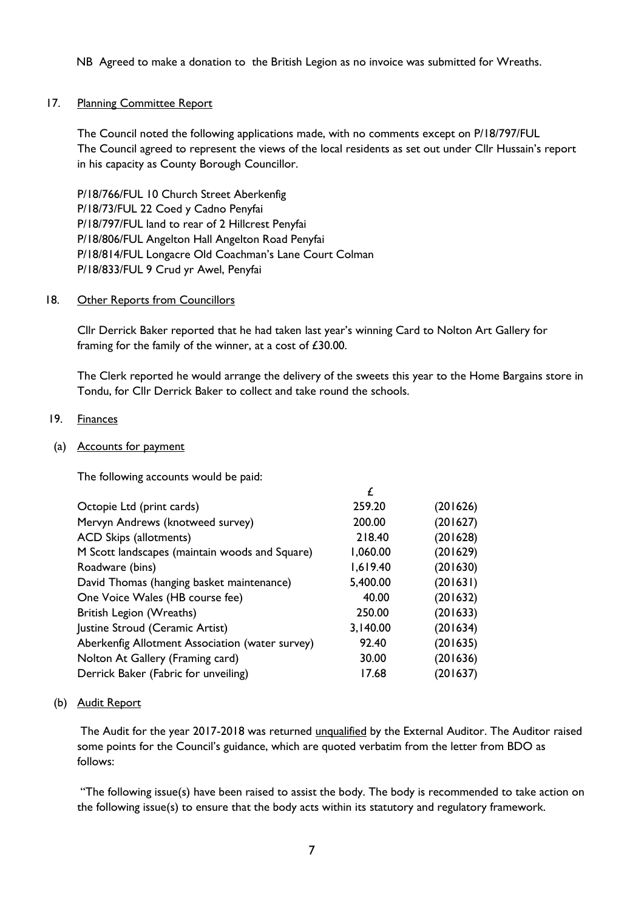NB Agreed to make a donation to the British Legion as no invoice was submitted for Wreaths.

17. Planning Committee Report

The Council noted the following applications made, with no comments except on P/18/797/FUL
The Council agreed to represent the views of the local residents as set out under Cllr Hussain's report in his capacity as County Borough Councillor.

P/18/766/FUL 10 Church Street Aberkenfig
P/18/73/FUL 22 Coed y Cadno Penyfai
P/18/797/FUL land to rear of 2 Hillcrest Penyfai
P/18/806/FUL Angelton Hall Angelton Road Penyfai
P/18/814/FUL Longacre Old Coachman's Lane Court Colman
P/18/833/FUL 9 Crud yr Awel, Penyfai

18. Other Reports from Councillors

Cllr Derrick Baker reported that he had taken last year's winning Card to Nolton Art Gallery for framing for the family of the winner, at a cost of £30.00.

The Clerk reported he would arrange the delivery of the sweets this year to the Home Bargains store in Tondu, for Cllr Derrick Baker to collect and take round the schools.

19. Finances

(a) Accounts for payment

The following accounts would be paid:

| | £ | |
|---|---|---|
| Octopie Ltd (print cards) | 259.20 | (201626) |
| Mervyn Andrews (knotweed survey) | 200.00 | (201627) |
| ACD Skips (allotments) | 218.40 | (201628) |
| M Scott landscapes (maintain woods and Square) | 1,060.00 | (201629) |
| Roadware (bins) | 1,619.40 | (201630) |
| David Thomas (hanging basket maintenance) | 5,400.00 | (201631) |
| One Voice Wales (HB course fee) | 40.00 | (201632) |
| British Legion (Wreaths) | 250.00 | (201633) |
| Justine Stroud (Ceramic Artist) | 3,140.00 | (201634) |
| Aberkenfig Allotment Association (water survey) | 92.40 | (201635) |
| Nolton At Gallery (Framing card) | 30.00 | (201636) |
| Derrick Baker (Fabric for unveiling) | 17.68 | (201637) |

(b) Audit Report

The Audit for the year 2017-2018 was returned unqualified by the External Auditor. The Auditor raised some points for the Council's guidance, which are quoted verbatim from the letter from BDO as follows:

"The following issue(s) have been raised to assist the body. The body is recommended to take action on the following issue(s) to ensure that the body acts within its statutory and regulatory framework.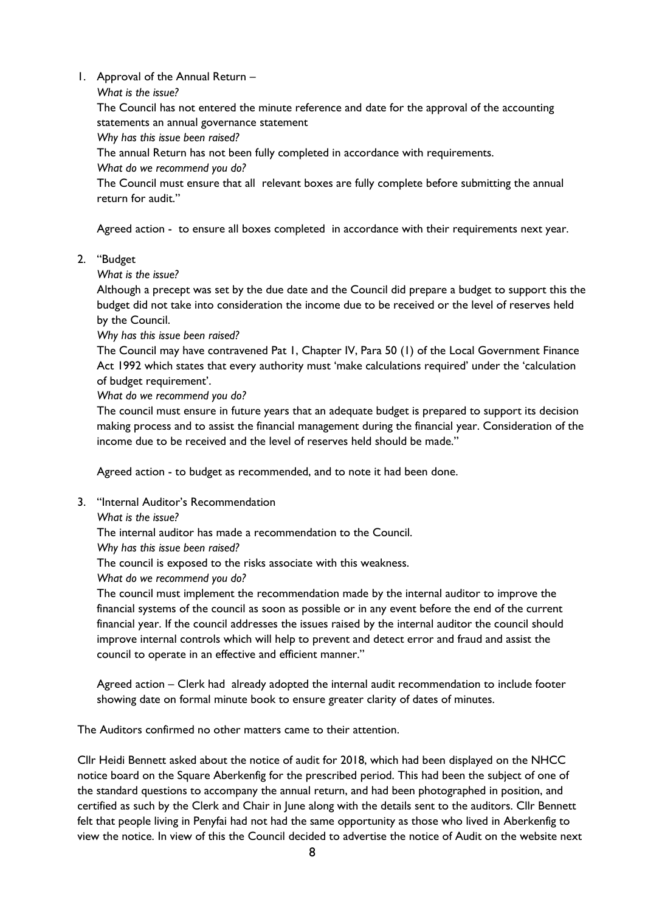1. Approval of the Annual Return –

   *What is the issue?*

   The Council has not entered the minute reference and date for the approval of the accounting statements an annual governance statement

   *Why has this issue been raised?*

   The annual Return has not been fully completed in accordance with requirements.

   *What do we recommend you do?*

   The Council must ensure that all relevant boxes are fully complete before submitting the annual return for audit."

   Agreed action - to ensure all boxes completed in accordance with their requirements next year.

2. "Budget

   *What is the issue?*

   Although a precept was set by the due date and the Council did prepare a budget to support this the budget did not take into consideration the income due to be received or the level of reserves held by the Council.

   *Why has this issue been raised?*

   The Council may have contravened Pat 1, Chapter IV, Para 50 (1) of the Local Government Finance Act 1992 which states that every authority must 'make calculations required' under the 'calculation of budget requirement'.

   *What do we recommend you do?*

   The council must ensure in future years that an adequate budget is prepared to support its decision making process and to assist the financial management during the financial year. Consideration of the income due to be received and the level of reserves held should be made."

   Agreed action - to budget as recommended, and to note it had been done.

3. "Internal Auditor's Recommendation

   *What is the issue?*

   The internal auditor has made a recommendation to the Council.

   *Why has this issue been raised?*

   The council is exposed to the risks associate with this weakness.

   *What do we recommend you do?*

   The council must implement the recommendation made by the internal auditor to improve the financial systems of the council as soon as possible or in any event before the end of the current financial year. If the council addresses the issues raised by the internal auditor the council should improve internal controls which will help to prevent and detect error and fraud and assist the council to operate in an effective and efficient manner."

   Agreed action – Clerk had already adopted the internal audit recommendation to include footer showing date on formal minute book to ensure greater clarity of dates of minutes.

The Auditors confirmed no other matters came to their attention.

Cllr Heidi Bennett asked about the notice of audit for 2018, which had been displayed on the NHCC notice board on the Square Aberkenfig for the prescribed period. This had been the subject of one of the standard questions to accompany the annual return, and had been photographed in position, and certified as such by the Clerk and Chair in June along with the details sent to the auditors. Cllr Bennett felt that people living in Penyfai had not had the same opportunity as those who lived in Aberkenfig to view the notice. In view of this the Council decided to advertise the notice of Audit on the website next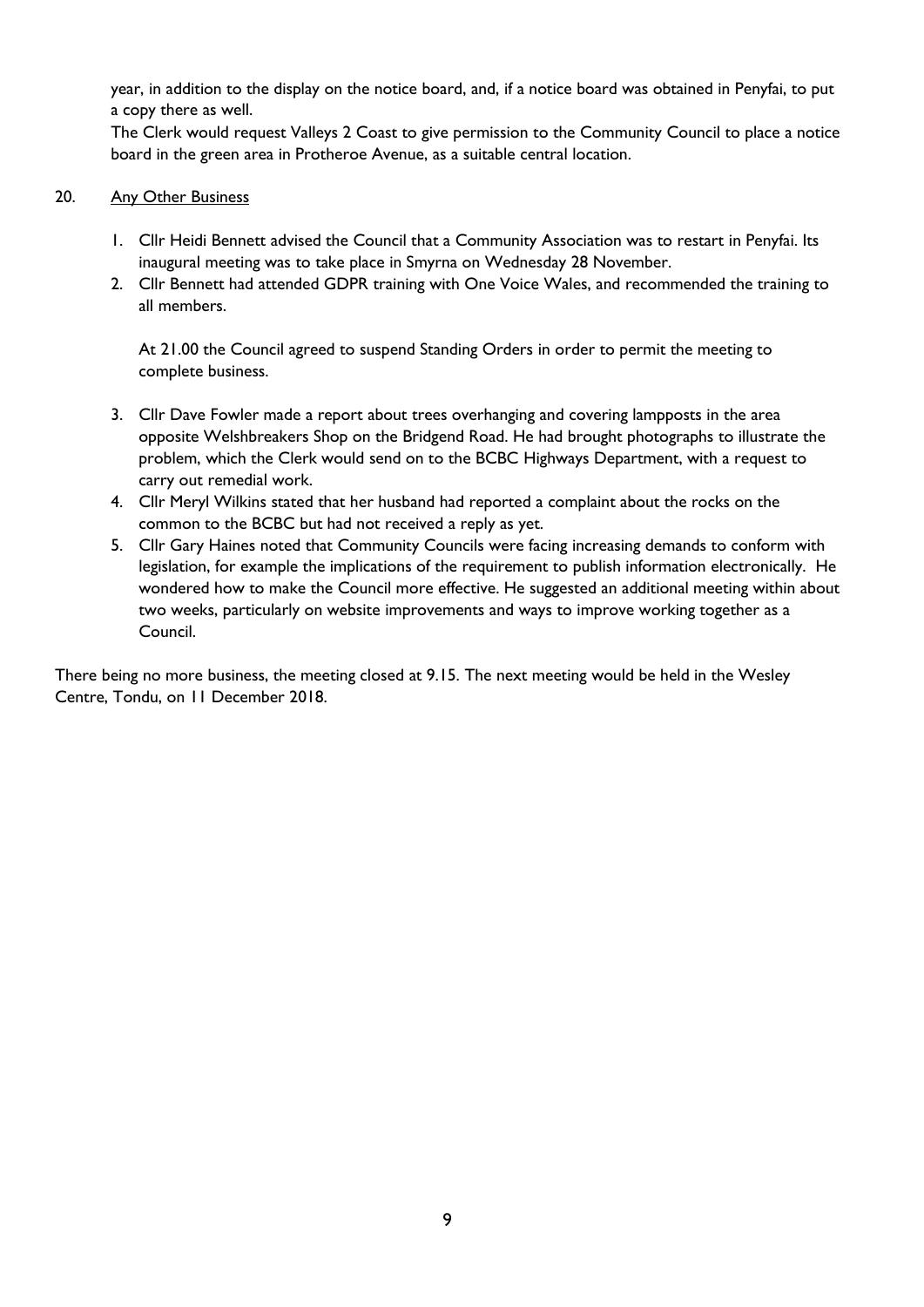year, in addition to the display on the notice board, and, if a notice board was obtained in Penyfai, to put a copy there as well.

The Clerk would request Valleys 2 Coast to give permission to the Community Council to place a notice board in the green area in Protheroe Avenue, as a suitable central location.

20. <u>Any Other Business</u>

1. Cllr Heidi Bennett advised the Council that a Community Association was to restart in Penyfai. Its inaugural meeting was to take place in Smyrna on Wednesday 28 November.
2. Cllr Bennett had attended GDPR training with One Voice Wales, and recommended the training to all members.

   At 21.00 the Council agreed to suspend Standing Orders in order to permit the meeting to complete business.

3. Cllr Dave Fowler made a report about trees overhanging and covering lampposts in the area opposite Welshbreakers Shop on the Bridgend Road. He had brought photographs to illustrate the problem, which the Clerk would send on to the BCBC Highways Department, with a request to carry out remedial work.
4. Cllr Meryl Wilkins stated that her husband had reported a complaint about the rocks on the common to the BCBC but had not received a reply as yet.
5. Cllr Gary Haines noted that Community Councils were facing increasing demands to conform with legislation, for example the implications of the requirement to publish information electronically. He wondered how to make the Council more effective. He suggested an additional meeting within about two weeks, particularly on website improvements and ways to improve working together as a Council.

There being no more business, the meeting closed at 9.15. The next meeting would be held in the Wesley Centre, Tondu, on 11 December 2018.